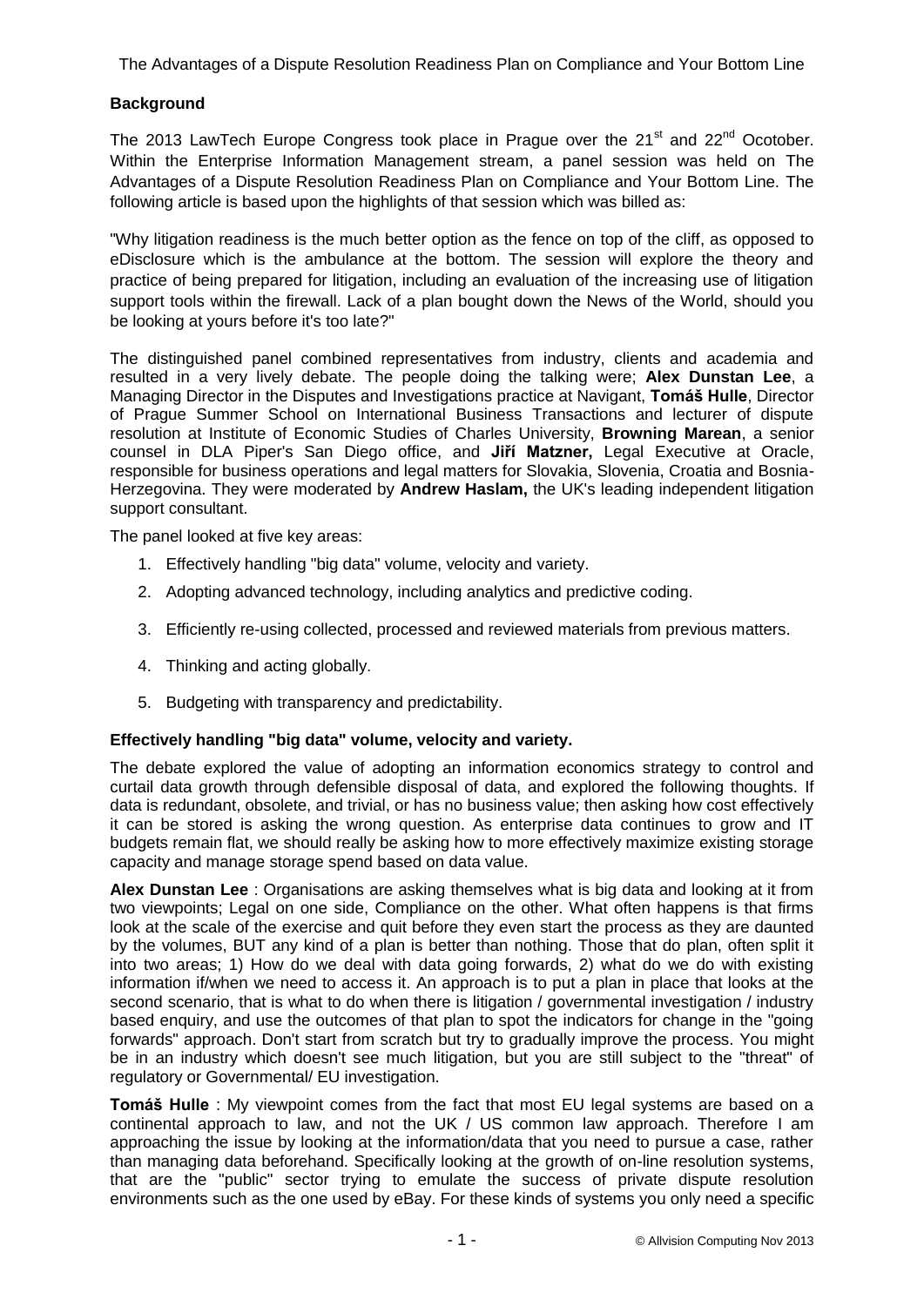The Advantages of a Dispute Resolution Readiness Plan on Compliance and Your Bottom Line

## Background

The 2013 LawTech Europe Congress took place in Prague over the 21st and 22nd Ocotober. Within the Enterprise Information Management stream, a panel session was held on The Advantages of a Dispute Resolution Readiness Plan on Compliance and Your Bottom Line. The following article is based upon the highlights of that session which was billed as:

"Why litigation readiness is the much better option as the fence on top of the cliff, as opposed to eDisclosure which is the ambulance at the bottom. The session will explore the theory and practice of being prepared for litigation, including an evaluation of the increasing use of litigation support tools within the firewall. Lack of a plan bought down the News of the World, should you be looking at yours before it's too late?"

The distinguished panel combined representatives from industry, clients and academia and resulted in a very lively debate. The people doing the talking were; **Alex Dunstan Lee**, a Managing Director in the Disputes and Investigations practice at Navigant, **Tomáš Hulle**, Director of Prague Summer School on International Business Transactions and lecturer of dispute resolution at Institute of Economic Studies of Charles University, **Browning Marean**, a senior counsel in DLA Piper's San Diego office, and **Jiří Matzner,** Legal Executive at Oracle, responsible for business operations and legal matters for Slovakia, Slovenia, Croatia and Bosnia-Herzegovina. They were moderated by **Andrew Haslam,** the UK's leading independent litigation support consultant.

The panel looked at five key areas:

1. Effectively handling "big data" volume, velocity and variety.
2. Adopting advanced technology, including analytics and predictive coding.
3. Efficiently re-using collected, processed and reviewed materials from previous matters.
4. Thinking and acting globally.
5. Budgeting with transparency and predictability.

## Effectively handling "big data" volume, velocity and variety.

The debate explored the value of adopting an information economics strategy to control and curtail data growth through defensible disposal of data, and explored the following thoughts. If data is redundant, obsolete, and trivial, or has no business value; then asking how cost effectively it can be stored is asking the wrong question. As enterprise data continues to grow and IT budgets remain flat, we should really be asking how to more effectively maximize existing storage capacity and manage storage spend based on data value.

**Alex Dunstan Lee** : Organisations are asking themselves what is big data and looking at it from two viewpoints; Legal on one side, Compliance on the other. What often happens is that firms look at the scale of the exercise and quit before they even start the process as they are daunted by the volumes, BUT any kind of a plan is better than nothing. Those that do plan, often split it into two areas; 1) How do we deal with data going forwards, 2) what do we do with existing information if/when we need to access it. An approach is to put a plan in place that looks at the second scenario, that is what to do when there is litigation / governmental investigation / industry based enquiry, and use the outcomes of that plan to spot the indicators for change in the "going forwards" approach. Don't start from scratch but try to gradually improve the process. You might be in an industry which doesn't see much litigation, but you are still subject to the "threat" of regulatory or Governmental/ EU investigation.

**Tomáš Hulle** : My viewpoint comes from the fact that most EU legal systems are based on a continental approach to law, and not the UK / US common law approach. Therefore I am approaching the issue by looking at the information/data that you need to pursue a case, rather than managing data beforehand. Specifically looking at the growth of on-line resolution systems, that are the "public" sector trying to emulate the success of private dispute resolution environments such as the one used by eBay. For these kinds of systems you only need a specific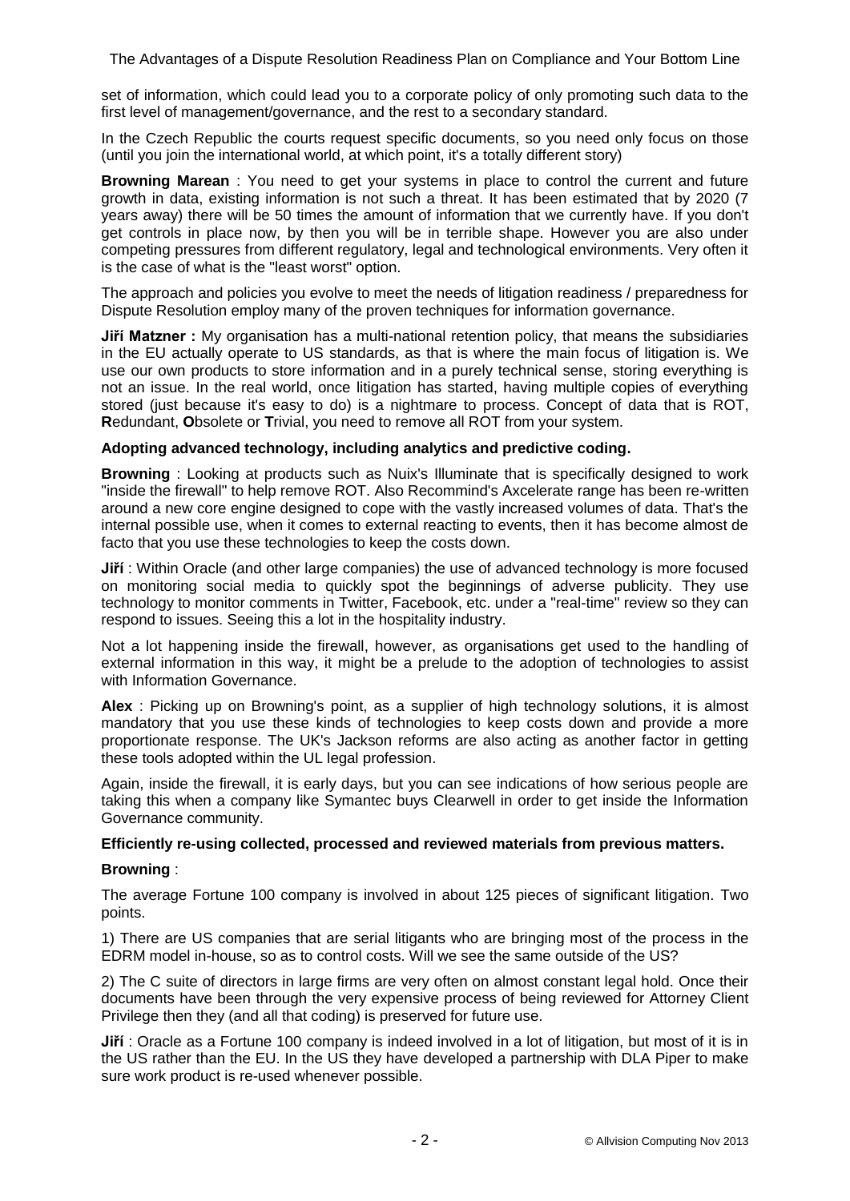set of information, which could lead you to a corporate policy of only promoting such data to the first level of management/governance, and the rest to a secondary standard.

In the Czech Republic the courts request specific documents, so you need only focus on those (until you join the international world, at which point, it's a totally different story)

**Browning Marean** : You need to get your systems in place to control the current and future growth in data, existing information is not such a threat. It has been estimated that by 2020 (7 years away) there will be 50 times the amount of information that we currently have. If you don't get controls in place now, by then you will be in terrible shape. However you are also under competing pressures from different regulatory, legal and technological environments. Very often it is the case of what is the "least worst" option.

The approach and policies you evolve to meet the needs of litigation readiness / preparedness for Dispute Resolution employ many of the proven techniques for information governance.

**Jiří Matzner :** My organisation has a multi-national retention policy, that means the subsidiaries in the EU actually operate to US standards, as that is where the main focus of litigation is. We use our own products to store information and in a purely technical sense, storing everything is not an issue. In the real world, once litigation has started, having multiple copies of everything stored (just because it's easy to do) is a nightmare to process. Concept of data that is ROT, **R**edundant, **O**bsolete or **T**rivial, you need to remove all ROT from your system.

**Adopting advanced technology, including analytics and predictive coding.**

**Browning** : Looking at products such as Nuix's Illuminate that is specifically designed to work "inside the firewall" to help remove ROT. Also Recommind's Axcelerate range has been re-written around a new core engine designed to cope with the vastly increased volumes of data. That's the internal possible use, when it comes to external reacting to events, then it has become almost de facto that you use these technologies to keep the costs down.

**Jiří** : Within Oracle (and other large companies) the use of advanced technology is more focused on monitoring social media to quickly spot the beginnings of adverse publicity. They use technology to monitor comments in Twitter, Facebook, etc. under a "real-time" review so they can respond to issues. Seeing this a lot in the hospitality industry.

Not a lot happening inside the firewall, however, as organisations get used to the handling of external information in this way, it might be a prelude to the adoption of technologies to assist with Information Governance.

**Alex** : Picking up on Browning's point, as a supplier of high technology solutions, it is almost mandatory that you use these kinds of technologies to keep costs down and provide a more proportionate response. The UK's Jackson reforms are also acting as another factor in getting these tools adopted within the UL legal profession.

Again, inside the firewall, it is early days, but you can see indications of how serious people are taking this when a company like Symantec buys Clearwell in order to get inside the Information Governance community.

**Efficiently re-using collected, processed and reviewed materials from previous matters.**

**Browning** :

The average Fortune 100 company is involved in about 125 pieces of significant litigation. Two points.

1) There are US companies that are serial litigants who are bringing most of the process in the EDRM model in-house, so as to control costs. Will we see the same outside of the US?

2) The C suite of directors in large firms are very often on almost constant legal hold. Once their documents have been through the very expensive process of being reviewed for Attorney Client Privilege then they (and all that coding) is preserved for future use.

**Jiří** : Oracle as a Fortune 100 company is indeed involved in a lot of litigation, but most of it is in the US rather than the EU. In the US they have developed a partnership with DLA Piper to make sure work product is re-used whenever possible.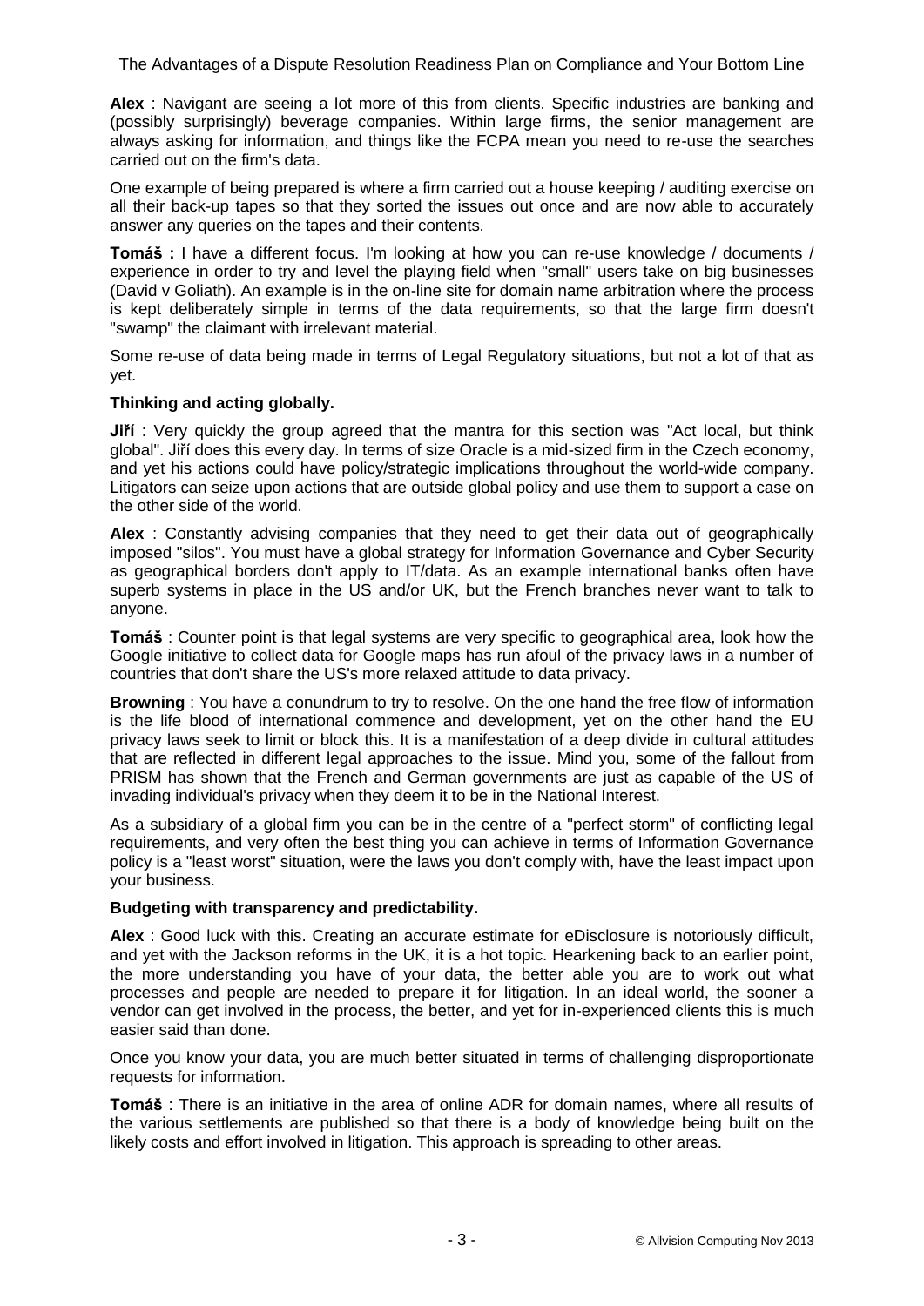**Alex** : Navigant are seeing a lot more of this from clients. Specific industries are banking and (possibly surprisingly) beverage companies. Within large firms, the senior management are always asking for information, and things like the FCPA mean you need to re-use the searches carried out on the firm's data.

One example of being prepared is where a firm carried out a house keeping / auditing exercise on all their back-up tapes so that they sorted the issues out once and are now able to accurately answer any queries on the tapes and their contents.

**Tomáš :** I have a different focus. I'm looking at how you can re-use knowledge / documents / experience in order to try and level the playing field when "small" users take on big businesses (David v Goliath). An example is in the on-line site for domain name arbitration where the process is kept deliberately simple in terms of the data requirements, so that the large firm doesn't "swamp" the claimant with irrelevant material.

Some re-use of data being made in terms of Legal Regulatory situations, but not a lot of that as yet.

**Thinking and acting globally.**

**Jiří** : Very quickly the group agreed that the mantra for this section was "Act local, but think global". Jiří does this every day. In terms of size Oracle is a mid-sized firm in the Czech economy, and yet his actions could have policy/strategic implications throughout the world-wide company. Litigators can seize upon actions that are outside global policy and use them to support a case on the other side of the world.

**Alex** : Constantly advising companies that they need to get their data out of geographically imposed "silos". You must have a global strategy for Information Governance and Cyber Security as geographical borders don't apply to IT/data. As an example international banks often have superb systems in place in the US and/or UK, but the French branches never want to talk to anyone.

**Tomáš** : Counter point is that legal systems are very specific to geographical area, look how the Google initiative to collect data for Google maps has run afoul of the privacy laws in a number of countries that don't share the US's more relaxed attitude to data privacy.

**Browning** : You have a conundrum to try to resolve. On the one hand the free flow of information is the life blood of international commence and development, yet on the other hand the EU privacy laws seek to limit or block this. It is a manifestation of a deep divide in cultural attitudes that are reflected in different legal approaches to the issue. Mind you, some of the fallout from PRISM has shown that the French and German governments are just as capable of the US of invading individual's privacy when they deem it to be in the National Interest.

As a subsidiary of a global firm you can be in the centre of a "perfect storm" of conflicting legal requirements, and very often the best thing you can achieve in terms of Information Governance policy is a "least worst" situation, were the laws you don't comply with, have the least impact upon your business.

**Budgeting with transparency and predictability.**

**Alex** : Good luck with this. Creating an accurate estimate for eDisclosure is notoriously difficult, and yet with the Jackson reforms in the UK, it is a hot topic. Hearkening back to an earlier point, the more understanding you have of your data, the better able you are to work out what processes and people are needed to prepare it for litigation. In an ideal world, the sooner a vendor can get involved in the process, the better, and yet for in-experienced clients this is much easier said than done.

Once you know your data, you are much better situated in terms of challenging disproportionate requests for information.

**Tomáš** : There is an initiative in the area of online ADR for domain names, where all results of the various settlements are published so that there is a body of knowledge being built on the likely costs and effort involved in litigation. This approach is spreading to other areas.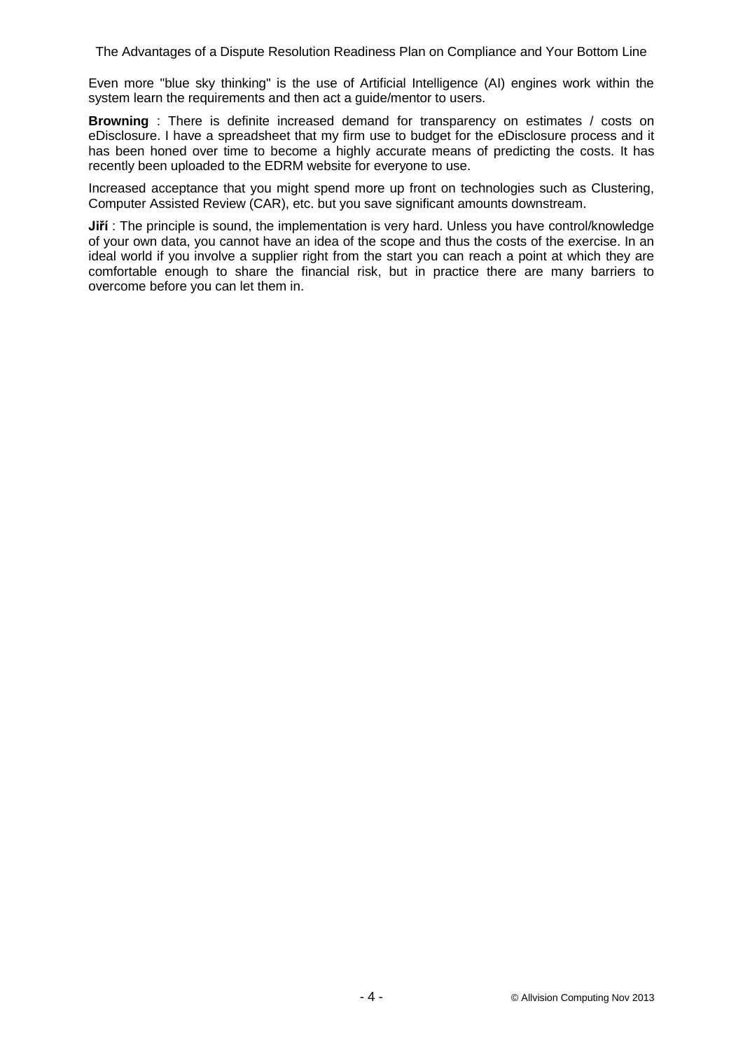Even more "blue sky thinking" is the use of Artificial Intelligence (AI) engines work within the system learn the requirements and then act a guide/mentor to users.

**Browning** : There is definite increased demand for transparency on estimates / costs on eDisclosure. I have a spreadsheet that my firm use to budget for the eDisclosure process and it has been honed over time to become a highly accurate means of predicting the costs. It has recently been uploaded to the EDRM website for everyone to use.

Increased acceptance that you might spend more up front on technologies such as Clustering, Computer Assisted Review (CAR), etc. but you save significant amounts downstream.

**Jiří** : The principle is sound, the implementation is very hard. Unless you have control/knowledge of your own data, you cannot have an idea of the scope and thus the costs of the exercise. In an ideal world if you involve a supplier right from the start you can reach a point at which they are comfortable enough to share the financial risk, but in practice there are many barriers to overcome before you can let them in.